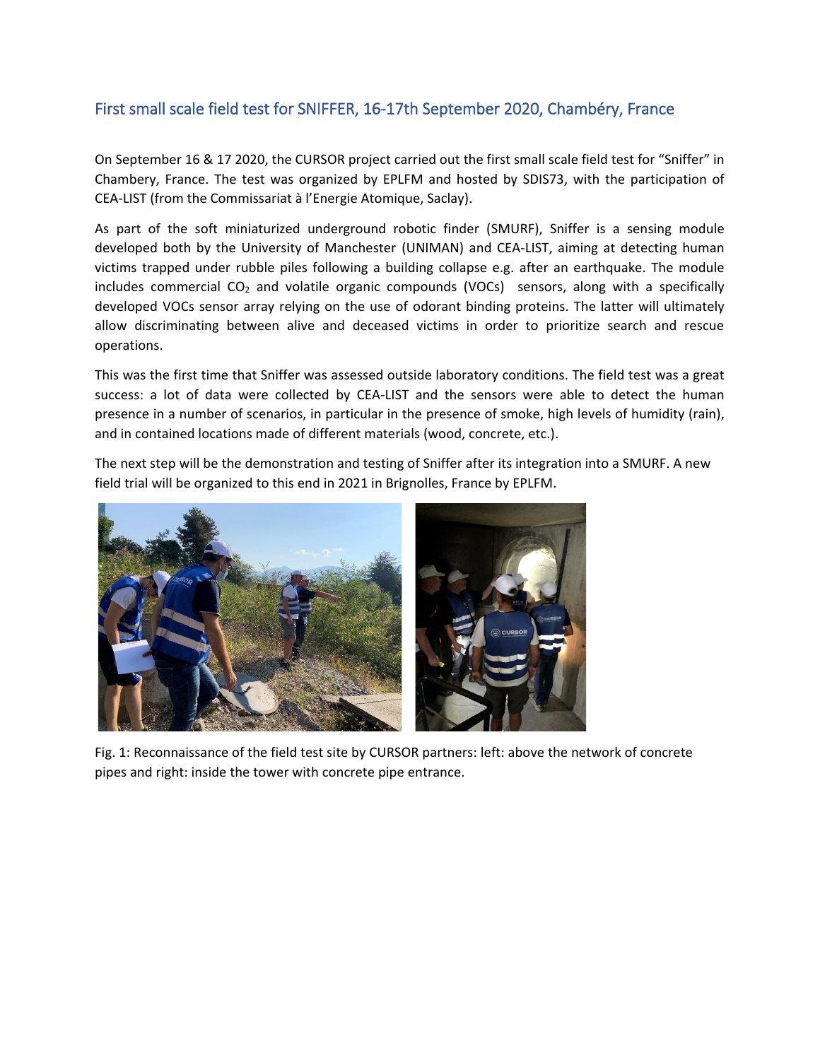## First small scale field test for SNIFFER, 16-17th September 2020, Chambéry, France

On September 16 & 17 2020, the CURSOR project carried out the first small scale field test for "Sniffer" in Chambery, France. The test was organized by EPLFM and hosted by SDIS73, with the participation of CEA-LIST (from the Commissariat à l'Energie Atomique, Saclay).

As part of the soft miniaturized underground robotic finder (SMURF), Sniffer is a sensing module developed both by the University of Manchester (UNIMAN) and CEA-LIST, aiming at detecting human victims trapped under rubble piles following a building collapse e.g. after an earthquake. The module includes commercial $CO_2$ and volatile organic compounds (VOCs) sensors, along with a specifically developed VOCs sensor array relying on the use of odorant binding proteins. The latter will ultimately allow discriminating between alive and deceased victims in order to prioritize search and rescue operations.

This was the first time that Sniffer was assessed outside laboratory conditions. The field test was a great success: a lot of data were collected by CEA-LIST and the sensors were able to detect the human presence in a number of scenarios, in particular in the presence of smoke, high levels of humidity (rain), and in contained locations made of different materials (wood, concrete, etc.).

The next step will be the demonstration and testing of Sniffer after its integration into a SMURF. A new field trial will be organized to this end in 2021 in Brignolles, France by EPLFM.

Fig. 1: Reconnaissance of the field test site by CURSOR partners: left: above the network of concrete pipes and right: inside the tower with concrete pipe entrance.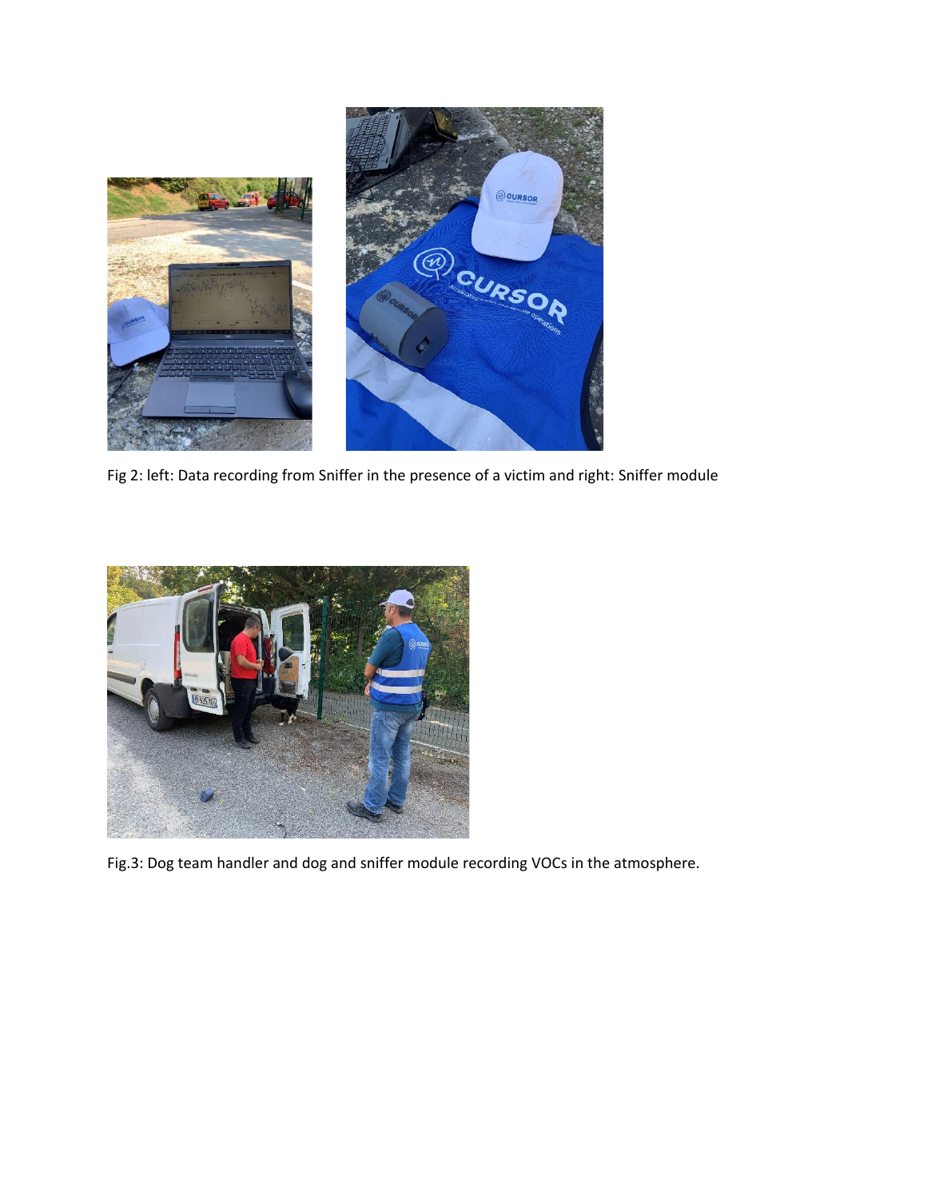Fig 2: left: Data recording from Sniffer in the presence of a victim and right: Sniffer module

Fig.3: Dog team handler and dog and sniffer module recording VOCs in the atmosphere.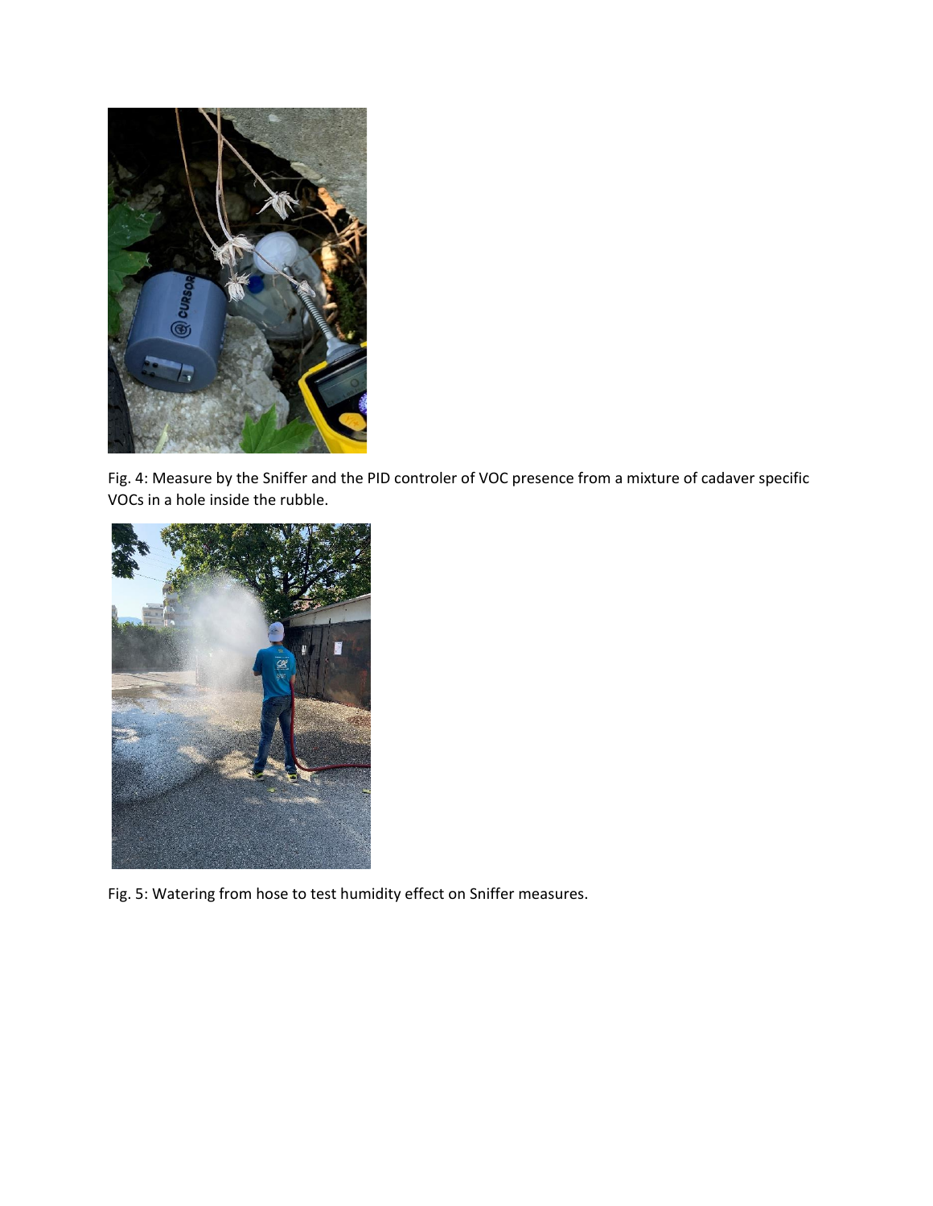Fig. 4: Measure by the Sniffer and the PID controler of VOC presence from a mixture of cadaver specific VOCs in a hole inside the rubble.

Fig. 5: Watering from hose to test humidity effect on Sniffer measures.